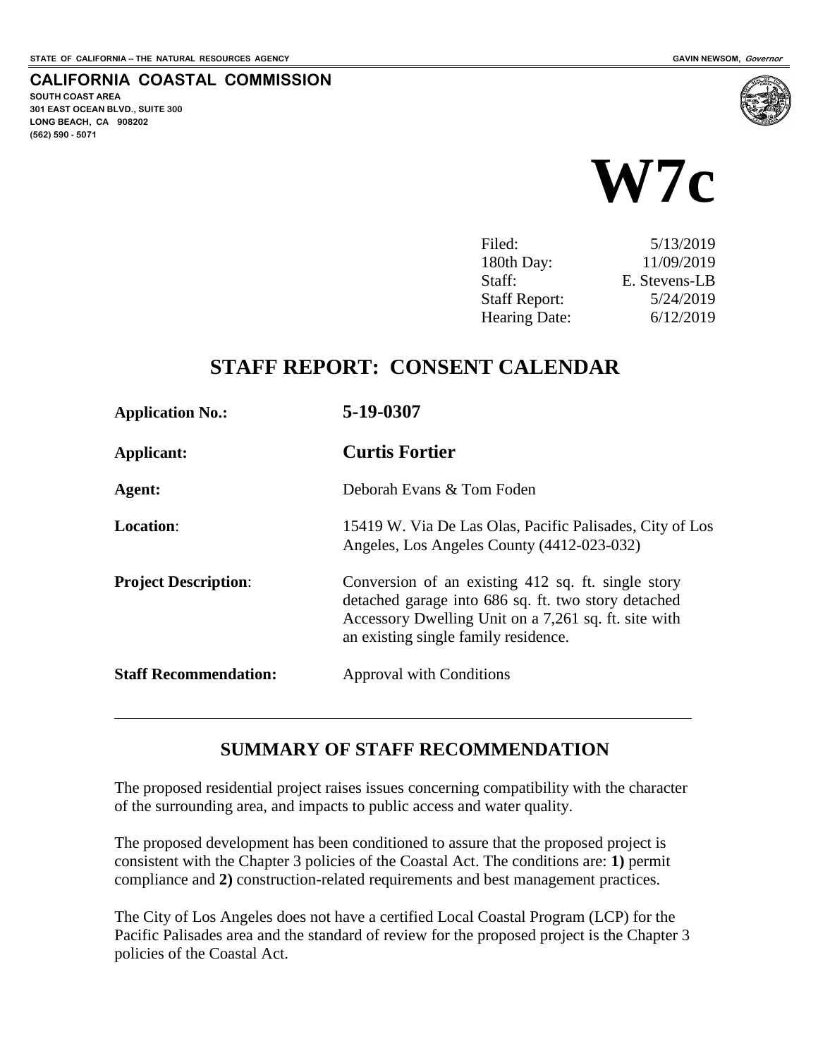STATE OF CALIFORNIA -- THE NATURAL RESOURCES AGENCY

GAVIN NEWSOM, *Governor*

**CALIFORNIA COASTAL COMMISSION**
**SOUTH COAST AREA**
**301 EAST OCEAN BLVD., SUITE 300**
**LONG BEACH, CA 908202**
**(562) 590 - 5071**

# W7c

| | |
|---|---|
| Filed: | 5/13/2019 |
| 180th Day: | 11/09/2019 |
| Staff: | E. Stevens-LB |
| Staff Report: | 5/24/2019 |
| Hearing Date: | 6/12/2019 |

## STAFF REPORT: CONSENT CALENDAR

| | |
|---|---|
| **Application No.:** | **5-19-0307** |
| **Applicant:** | **Curtis Fortier** |
| **Agent:** | Deborah Evans & Tom Foden |
| **Location**: | 15419 W. Via De Las Olas, Pacific Palisades, City of Los Angeles, Los Angeles County (4412-023-032) |
| **Project Description**: | Conversion of an existing 412 sq. ft. single story detached garage into 686 sq. ft. two story detached Accessory Dwelling Unit on a 7,261 sq. ft. site with an existing single family residence. |
| **Staff Recommendation:** | Approval with Conditions |

---

## SUMMARY OF STAFF RECOMMENDATION

The proposed residential project raises issues concerning compatibility with the character of the surrounding area, and impacts to public access and water quality.

The proposed development has been conditioned to assure that the proposed project is consistent with the Chapter 3 policies of the Coastal Act. The conditions are: **1)** permit compliance and **2)** construction-related requirements and best management practices.

The City of Los Angeles does not have a certified Local Coastal Program (LCP) for the Pacific Palisades area and the standard of review for the proposed project is the Chapter 3 policies of the Coastal Act.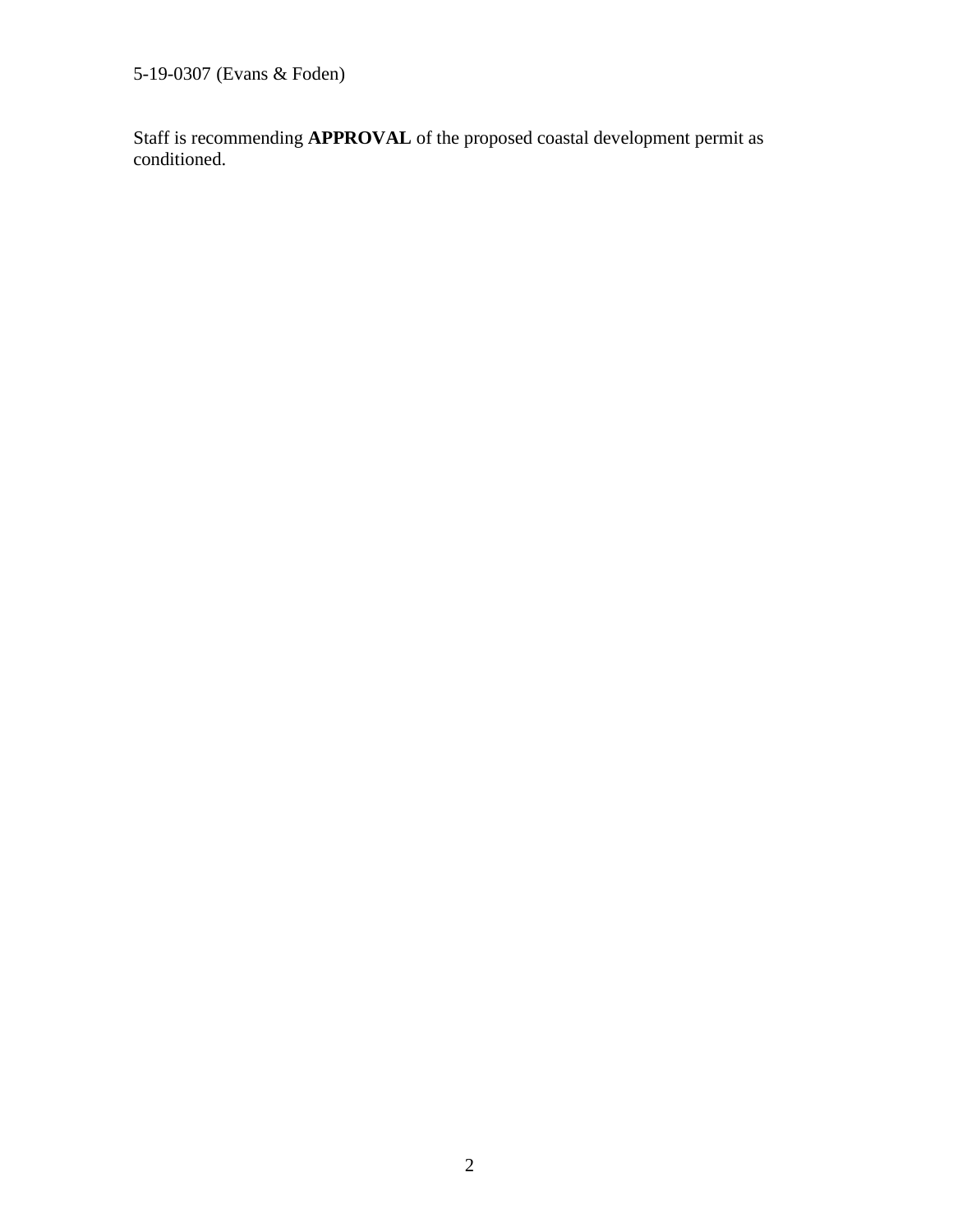Staff is recommending **APPROVAL** of the proposed coastal development permit as conditioned.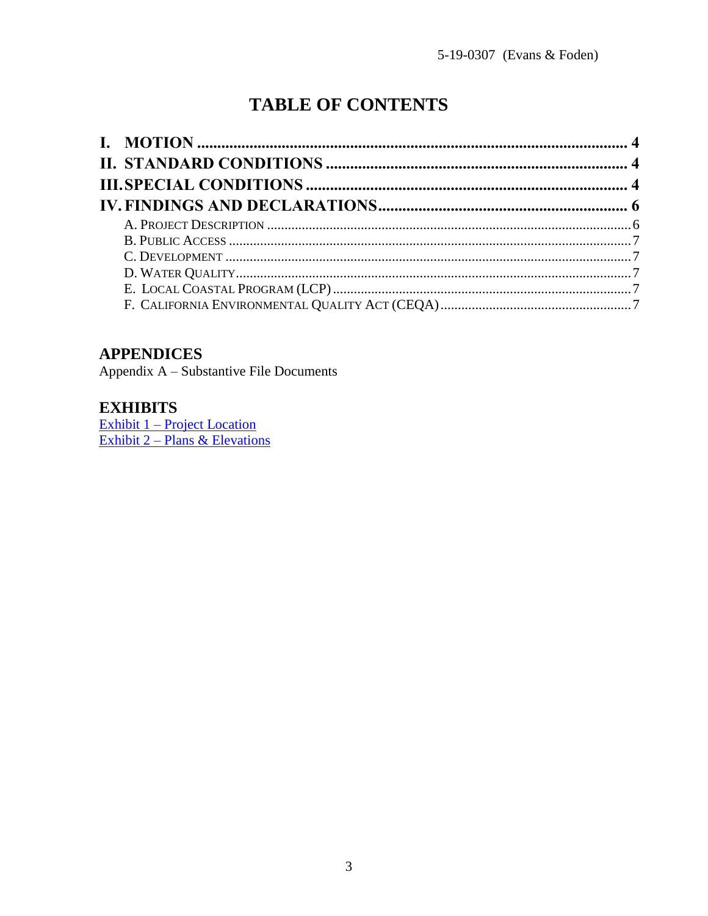# TABLE OF CONTENTS

**I. MOTION** .......................................................................................................... **4**

**II. STANDARD CONDITIONS** .......................................................................... **4**

**III. SPECIAL CONDITIONS** ............................................................................... **4**

**IV. FINDINGS AND DECLARATIONS** ............................................................... **6**

- A. Project Description ........................................................................................ 6
- B. Public Access ................................................................................................. 7
- C. Development .................................................................................................. 7
- D. Water Quality .................................................................................................. 7
- E. Local Coastal Program (LCP) ....................................................................... 7
- F. California Environmental Quality Act (CEQA) ............................................... 7

## APPENDICES

Appendix A – Substantive File Documents

## EXHIBITS

Exhibit 1 – Project Location
Exhibit 2 – Plans & Elevations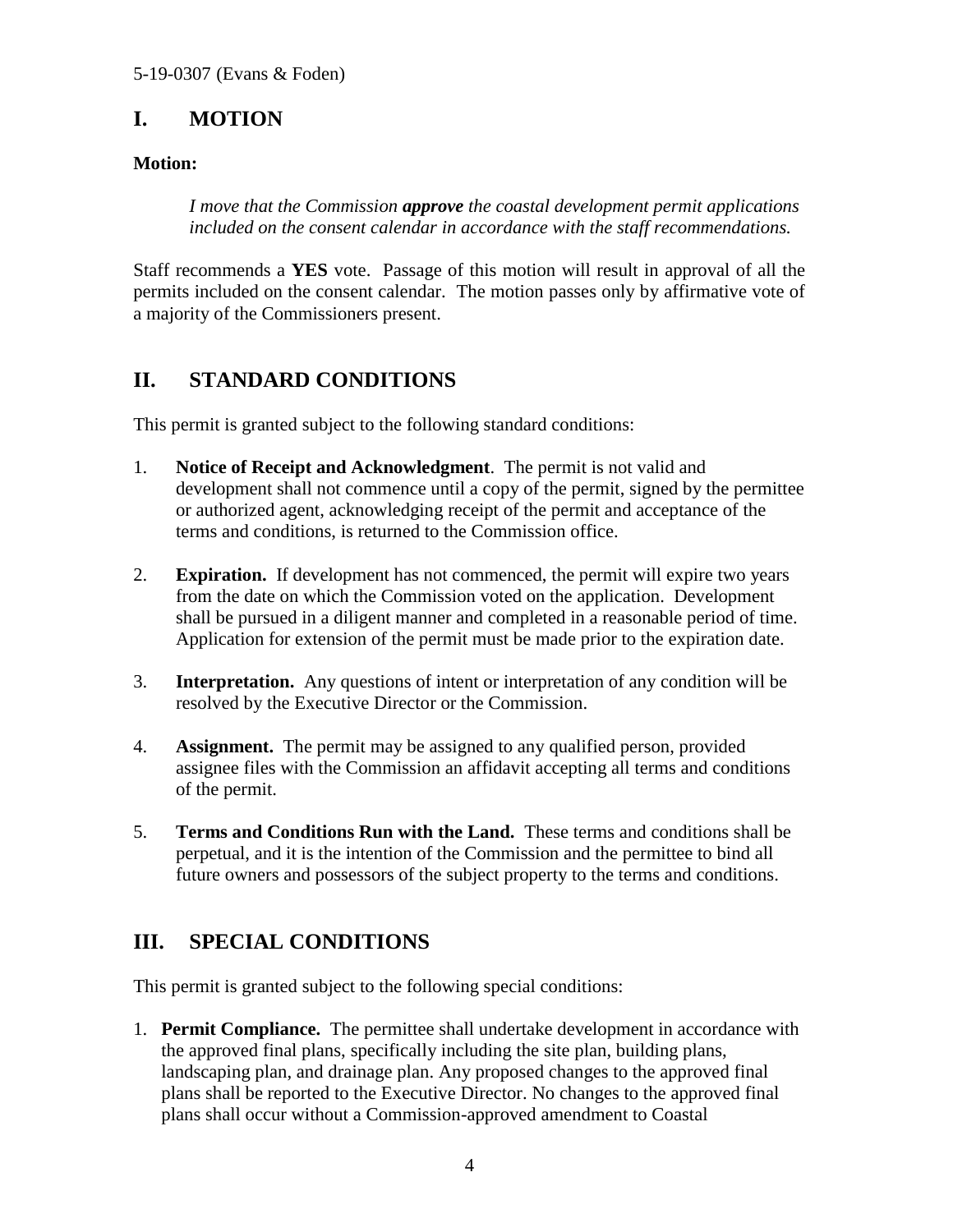## I. MOTION

**Motion:**

> *I move that the Commission **approve** the coastal development permit applications included on the consent calendar in accordance with the staff recommendations.*

Staff recommends a **YES** vote. Passage of this motion will result in approval of all the permits included on the consent calendar. The motion passes only by affirmative vote of a majority of the Commissioners present.

## II. STANDARD CONDITIONS

This permit is granted subject to the following standard conditions:

1. **Notice of Receipt and Acknowledgment**. The permit is not valid and development shall not commence until a copy of the permit, signed by the permittee or authorized agent, acknowledging receipt of the permit and acceptance of the terms and conditions, is returned to the Commission office.

2. **Expiration.** If development has not commenced, the permit will expire two years from the date on which the Commission voted on the application. Development shall be pursued in a diligent manner and completed in a reasonable period of time. Application for extension of the permit must be made prior to the expiration date.

3. **Interpretation.** Any questions of intent or interpretation of any condition will be resolved by the Executive Director or the Commission.

4. **Assignment.** The permit may be assigned to any qualified person, provided assignee files with the Commission an affidavit accepting all terms and conditions of the permit.

5. **Terms and Conditions Run with the Land.** These terms and conditions shall be perpetual, and it is the intention of the Commission and the permittee to bind all future owners and possessors of the subject property to the terms and conditions.

## III. SPECIAL CONDITIONS

This permit is granted subject to the following special conditions:

1. **Permit Compliance.** The permittee shall undertake development in accordance with the approved final plans, specifically including the site plan, building plans, landscaping plan, and drainage plan. Any proposed changes to the approved final plans shall be reported to the Executive Director. No changes to the approved final plans shall occur without a Commission-approved amendment to Coastal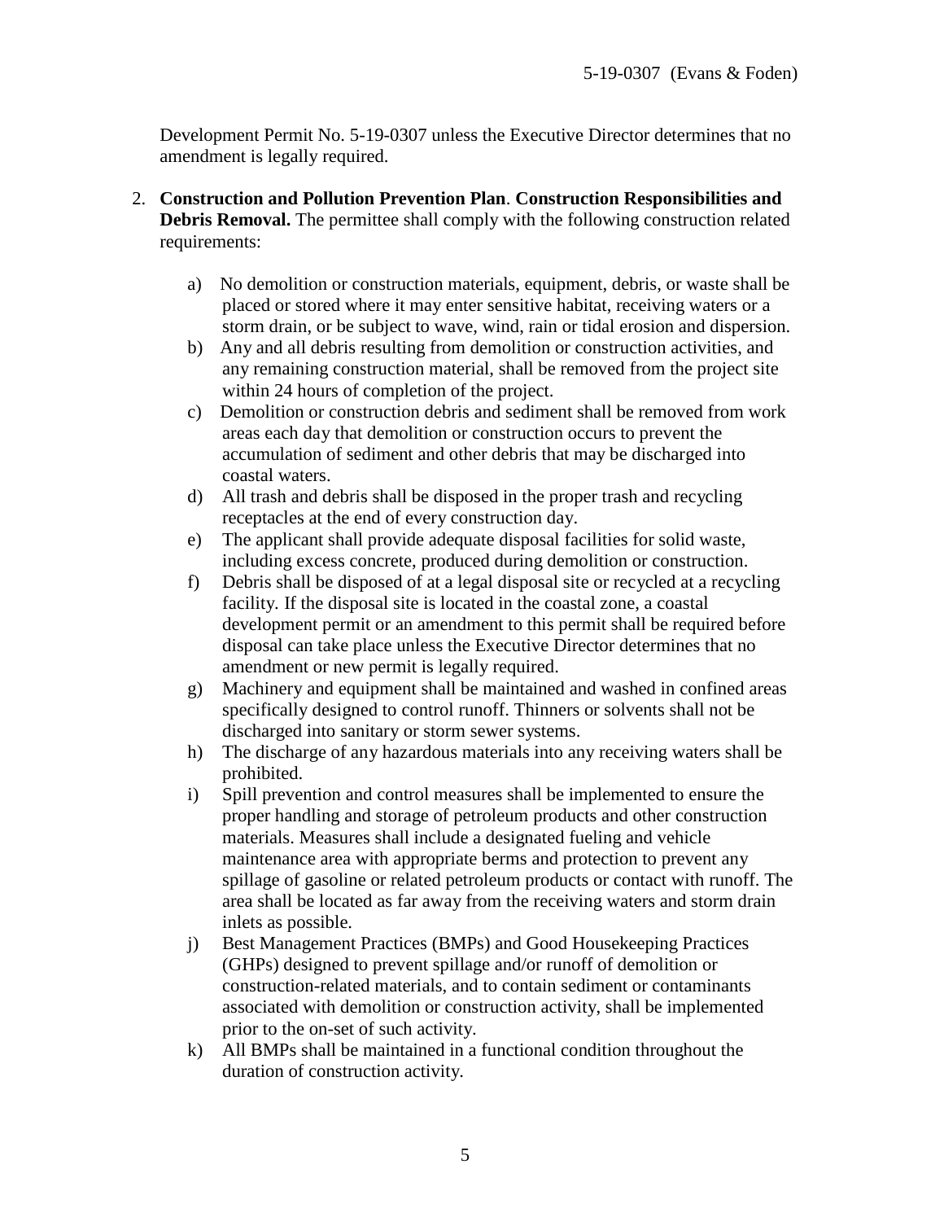Development Permit No. 5-19-0307 unless the Executive Director determines that no amendment is legally required.

2. **Construction and Pollution Prevention Plan**. **Construction Responsibilities and Debris Removal.** The permittee shall comply with the following construction related requirements:

   a) No demolition or construction materials, equipment, debris, or waste shall be placed or stored where it may enter sensitive habitat, receiving waters or a storm drain, or be subject to wave, wind, rain or tidal erosion and dispersion.
   b) Any and all debris resulting from demolition or construction activities, and any remaining construction material, shall be removed from the project site within 24 hours of completion of the project.
   c) Demolition or construction debris and sediment shall be removed from work areas each day that demolition or construction occurs to prevent the accumulation of sediment and other debris that may be discharged into coastal waters.
   d) All trash and debris shall be disposed in the proper trash and recycling receptacles at the end of every construction day.
   e) The applicant shall provide adequate disposal facilities for solid waste, including excess concrete, produced during demolition or construction.
   f) Debris shall be disposed of at a legal disposal site or recycled at a recycling facility. If the disposal site is located in the coastal zone, a coastal development permit or an amendment to this permit shall be required before disposal can take place unless the Executive Director determines that no amendment or new permit is legally required.
   g) Machinery and equipment shall be maintained and washed in confined areas specifically designed to control runoff. Thinners or solvents shall not be discharged into sanitary or storm sewer systems.
   h) The discharge of any hazardous materials into any receiving waters shall be prohibited.
   i) Spill prevention and control measures shall be implemented to ensure the proper handling and storage of petroleum products and other construction materials. Measures shall include a designated fueling and vehicle maintenance area with appropriate berms and protection to prevent any spillage of gasoline or related petroleum products or contact with runoff. The area shall be located as far away from the receiving waters and storm drain inlets as possible.
   j) Best Management Practices (BMPs) and Good Housekeeping Practices (GHPs) designed to prevent spillage and/or runoff of demolition or construction-related materials, and to contain sediment or contaminants associated with demolition or construction activity, shall be implemented prior to the on-set of such activity.
   k) All BMPs shall be maintained in a functional condition throughout the duration of construction activity.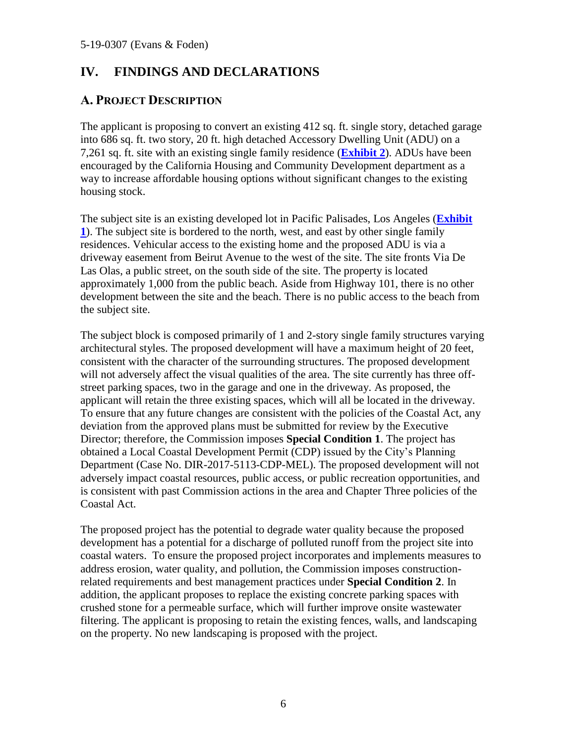# IV. FINDINGS AND DECLARATIONS

## A. PROJECT DESCRIPTION

The applicant is proposing to convert an existing 412 sq. ft. single story, detached garage into 686 sq. ft. two story, 20 ft. high detached Accessory Dwelling Unit (ADU) on a 7,261 sq. ft. site with an existing single family residence (**Exhibit 2**). ADUs have been encouraged by the California Housing and Community Development department as a way to increase affordable housing options without significant changes to the existing housing stock.

The subject site is an existing developed lot in Pacific Palisades, Los Angeles (**Exhibit 1**). The subject site is bordered to the north, west, and east by other single family residences. Vehicular access to the existing home and the proposed ADU is via a driveway easement from Beirut Avenue to the west of the site. The site fronts Via De Las Olas, a public street, on the south side of the site. The property is located approximately 1,000 from the public beach. Aside from Highway 101, there is no other development between the site and the beach. There is no public access to the beach from the subject site.

The subject block is composed primarily of 1 and 2-story single family structures varying architectural styles. The proposed development will have a maximum height of 20 feet, consistent with the character of the surrounding structures. The proposed development will not adversely affect the visual qualities of the area. The site currently has three off-street parking spaces, two in the garage and one in the driveway. As proposed, the applicant will retain the three existing spaces, which will all be located in the driveway. To ensure that any future changes are consistent with the policies of the Coastal Act, any deviation from the approved plans must be submitted for review by the Executive Director; therefore, the Commission imposes **Special Condition 1**. The project has obtained a Local Coastal Development Permit (CDP) issued by the City's Planning Department (Case No. DIR-2017-5113-CDP-MEL). The proposed development will not adversely impact coastal resources, public access, or public recreation opportunities, and is consistent with past Commission actions in the area and Chapter Three policies of the Coastal Act.

The proposed project has the potential to degrade water quality because the proposed development has a potential for a discharge of polluted runoff from the project site into coastal waters. To ensure the proposed project incorporates and implements measures to address erosion, water quality, and pollution, the Commission imposes construction-related requirements and best management practices under **Special Condition 2**. In addition, the applicant proposes to replace the existing concrete parking spaces with crushed stone for a permeable surface, which will further improve onsite wastewater filtering. The applicant is proposing to retain the existing fences, walls, and landscaping on the property. No new landscaping is proposed with the project.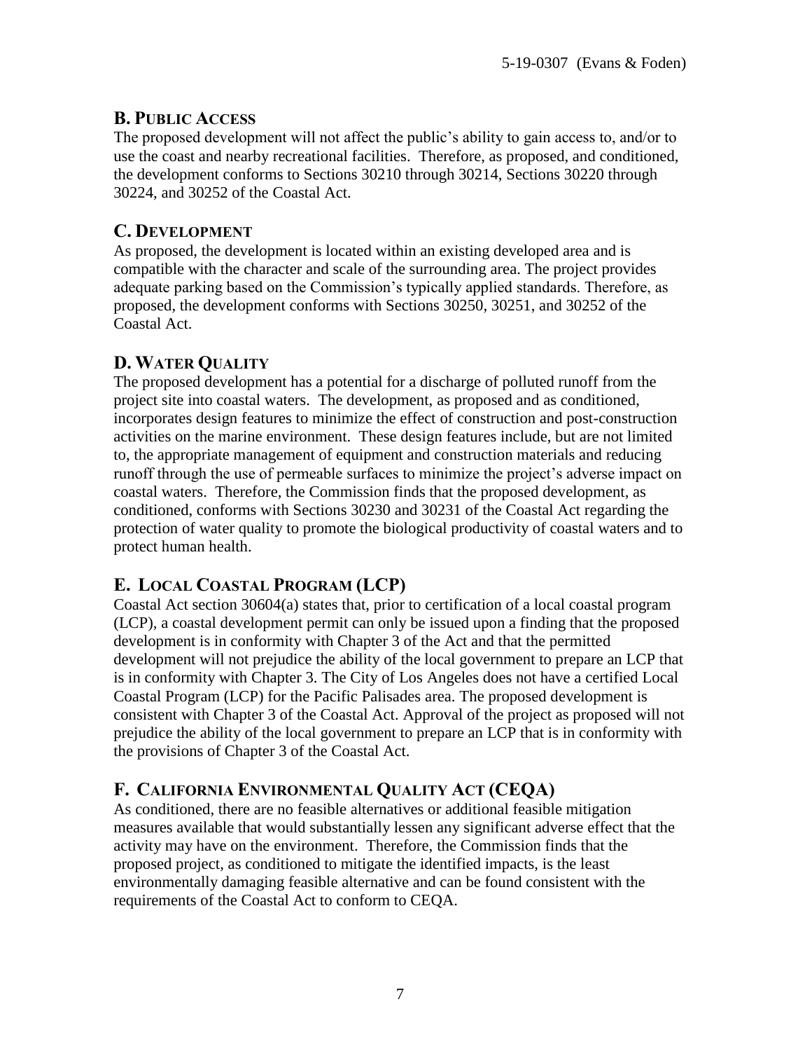## B. PUBLIC ACCESS

The proposed development will not affect the public's ability to gain access to, and/or to use the coast and nearby recreational facilities. Therefore, as proposed, and conditioned, the development conforms to Sections 30210 through 30214, Sections 30220 through 30224, and 30252 of the Coastal Act.

## C. DEVELOPMENT

As proposed, the development is located within an existing developed area and is compatible with the character and scale of the surrounding area. The project provides adequate parking based on the Commission's typically applied standards. Therefore, as proposed, the development conforms with Sections 30250, 30251, and 30252 of the Coastal Act.

## D. WATER QUALITY

The proposed development has a potential for a discharge of polluted runoff from the project site into coastal waters. The development, as proposed and as conditioned, incorporates design features to minimize the effect of construction and post-construction activities on the marine environment. These design features include, but are not limited to, the appropriate management of equipment and construction materials and reducing runoff through the use of permeable surfaces to minimize the project's adverse impact on coastal waters. Therefore, the Commission finds that the proposed development, as conditioned, conforms with Sections 30230 and 30231 of the Coastal Act regarding the protection of water quality to promote the biological productivity of coastal waters and to protect human health.

## E. LOCAL COASTAL PROGRAM (LCP)

Coastal Act section 30604(a) states that, prior to certification of a local coastal program (LCP), a coastal development permit can only be issued upon a finding that the proposed development is in conformity with Chapter 3 of the Act and that the permitted development will not prejudice the ability of the local government to prepare an LCP that is in conformity with Chapter 3. The City of Los Angeles does not have a certified Local Coastal Program (LCP) for the Pacific Palisades area. The proposed development is consistent with Chapter 3 of the Coastal Act. Approval of the project as proposed will not prejudice the ability of the local government to prepare an LCP that is in conformity with the provisions of Chapter 3 of the Coastal Act.

## F. CALIFORNIA ENVIRONMENTAL QUALITY ACT (CEQA)

As conditioned, there are no feasible alternatives or additional feasible mitigation measures available that would substantially lessen any significant adverse effect that the activity may have on the environment. Therefore, the Commission finds that the proposed project, as conditioned to mitigate the identified impacts, is the least environmentally damaging feasible alternative and can be found consistent with the requirements of the Coastal Act to conform to CEQA.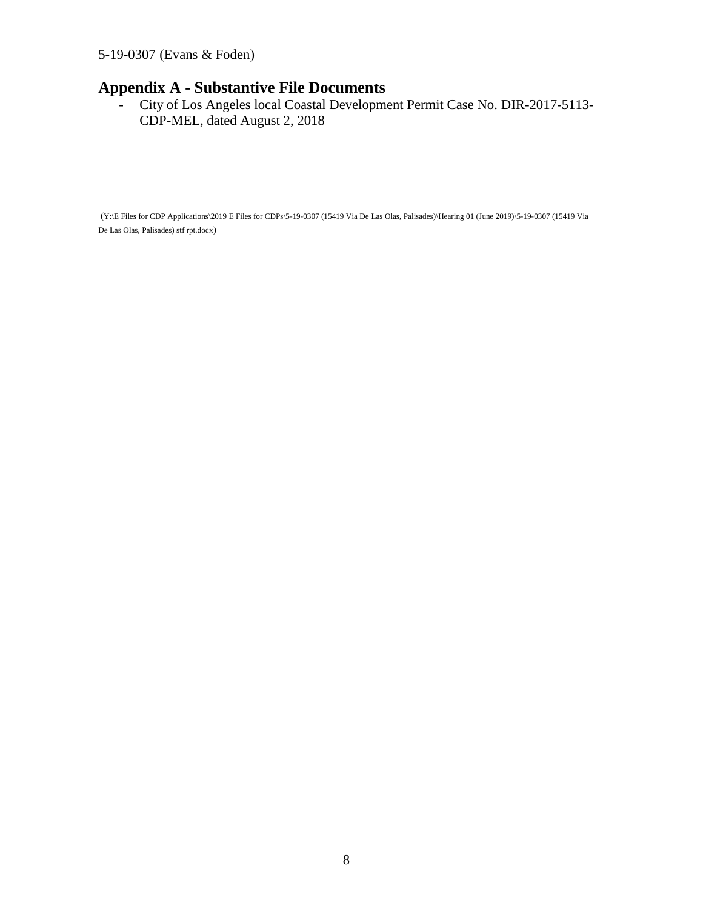## Appendix A - Substantive File Documents

- City of Los Angeles local Coastal Development Permit Case No. DIR-2017-5113-CDP-MEL, dated August 2, 2018

(Y:\E Files for CDP Applications\2019 E Files for CDPs\5-19-0307 (15419 Via De Las Olas, Palisades)\Hearing 01 (June 2019)\5-19-0307 (15419 Via De Las Olas, Palisades) stf rpt.docx)